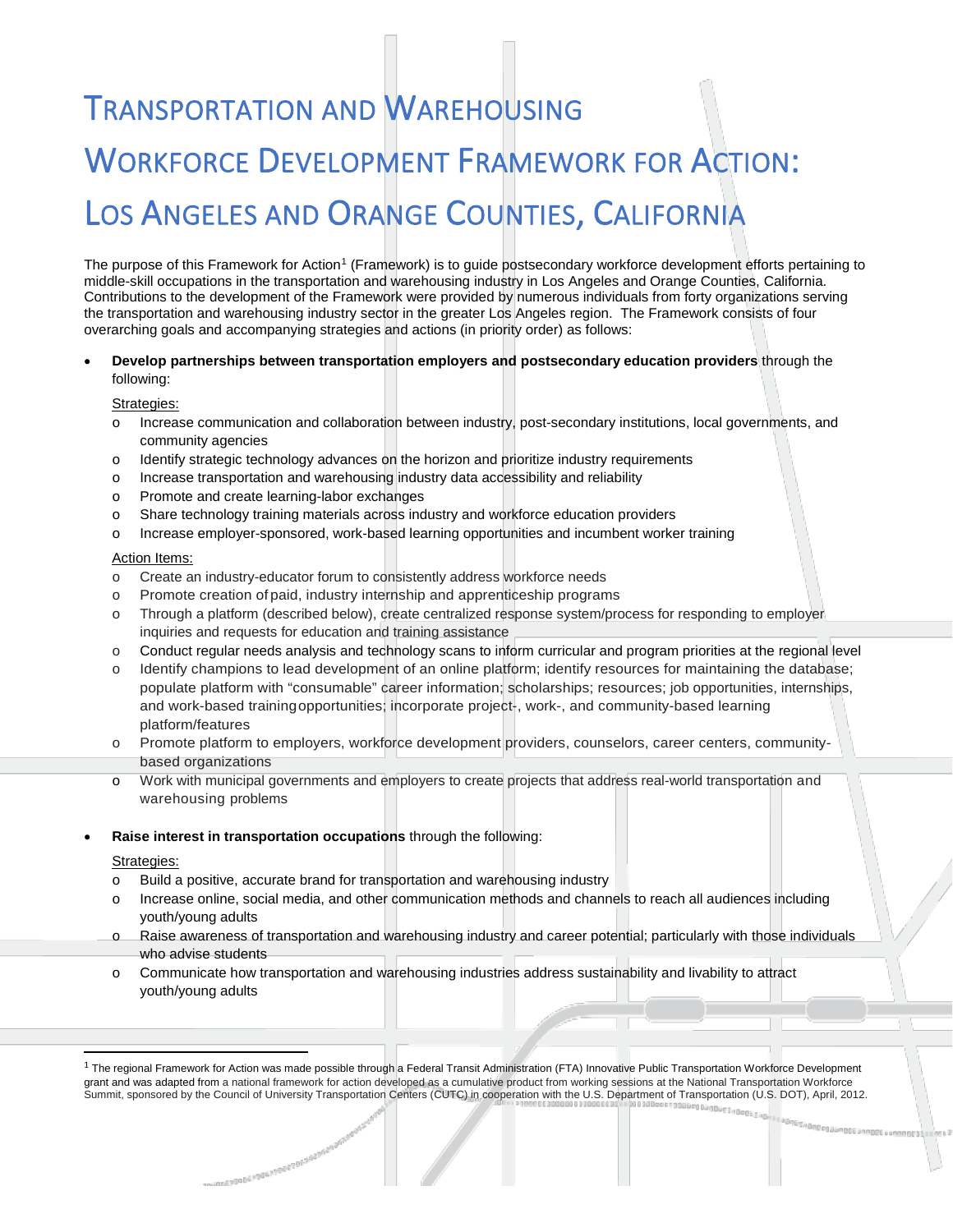# Transportation and Warehousing Workforce Development Framework for Action: Los Angeles and Orange Counties, California

The purpose of this Framework for Action[1] (Framework) is to guide postsecondary workforce development efforts pertaining to middle-skill occupations in the transportation and warehousing industry in Los Angeles and Orange Counties, California. Contributions to the development of the Framework were provided by numerous individuals from forty organizations serving the transportation and warehousing industry sector in the greater Los Angeles region. The Framework consists of four overarching goals and accompanying strategies and actions (in priority order) as follows:

- **Develop partnerships between transportation employers and postsecondary education providers** through the following:

  Strategies:
  - Increase communication and collaboration between industry, post-secondary institutions, local governments, and community agencies
  - Identify strategic technology advances on the horizon and prioritize industry requirements
  - Increase transportation and warehousing industry data accessibility and reliability
  - Promote and create learning-labor exchanges
  - Share technology training materials across industry and workforce education providers
  - Increase employer-sponsored, work-based learning opportunities and incumbent worker training

  Action Items:
  - Create an industry-educator forum to consistently address workforce needs
  - Promote creation of paid, industry internship and apprenticeship programs
  - Through a platform (described below), create centralized response system/process for responding to employer inquiries and requests for education and training assistance
  - Conduct regular needs analysis and technology scans to inform curricular and program priorities at the regional level
  - Identify champions to lead development of an online platform; identify resources for maintaining the database; populate platform with "consumable" career information; scholarships; resources; job opportunities, internships, and work-based training opportunities; incorporate project-, work-, and community-based learning platform/features
  - Promote platform to employers, workforce development providers, counselors, career centers, community-based organizations
  - Work with municipal governments and employers to create projects that address real-world transportation and warehousing problems

- **Raise interest in transportation occupations** through the following:

  Strategies:
  - Build a positive, accurate brand for transportation and warehousing industry
  - Increase online, social media, and other communication methods and channels to reach all audiences including youth/young adults
  - Raise awareness of transportation and warehousing industry and career potential; particularly with those individuals who advise students
  - Communicate how transportation and warehousing industries address sustainability and livability to attract youth/young adults

[1] The regional Framework for Action was made possible through a Federal Transit Administration (FTA) Innovative Public Transportation Workforce Development grant and was adapted from a national framework for action developed as a cumulative product from working sessions at the National Transportation Workforce Summit, sponsored by the Council of University Transportation Centers (CUTC) in cooperation with the U.S. Department of Transportation (U.S. DOT), April, 2012.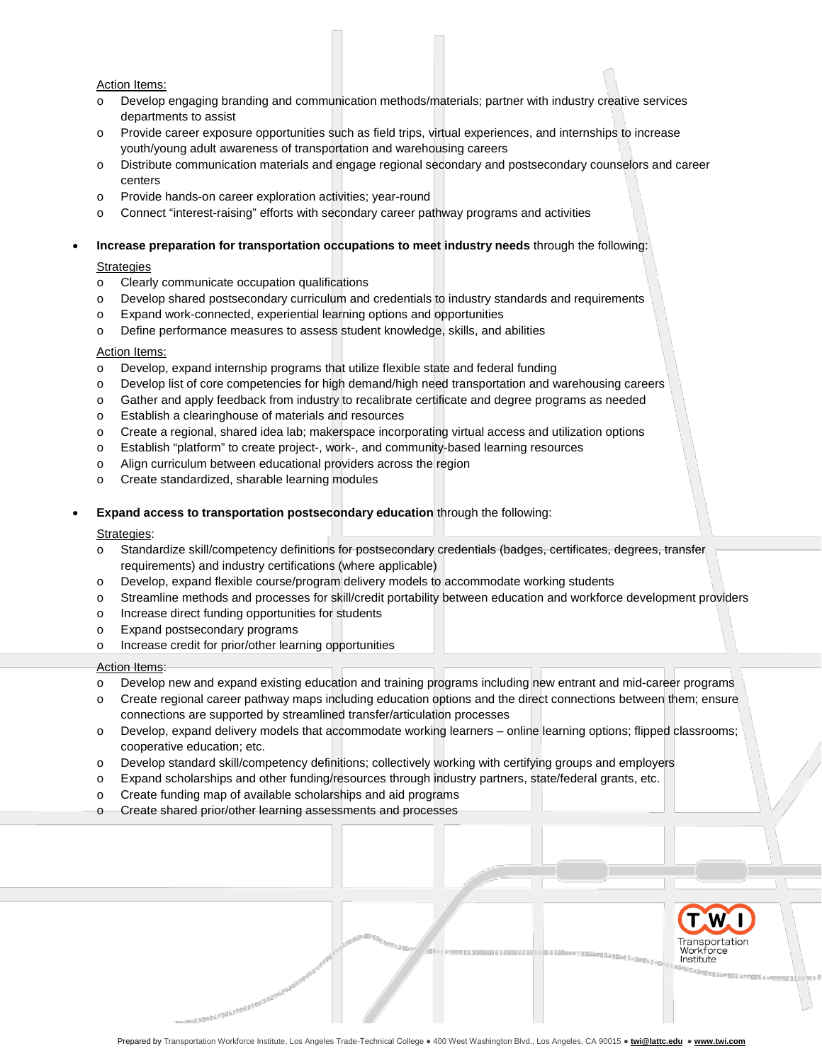Action Items:

- Develop engaging branding and communication methods/materials; partner with industry creative services departments to assist
- Provide career exposure opportunities such as field trips, virtual experiences, and internships to increase youth/young adult awareness of transportation and warehousing careers
- Distribute communication materials and engage regional secondary and postsecondary counselors and career centers
- Provide hands-on career exploration activities; year-round
- Connect "interest-raising" efforts with secondary career pathway programs and activities

- **Increase preparation for transportation occupations to meet industry needs** through the following:

  Strategies

  - Clearly communicate occupation qualifications
  - Develop shared postsecondary curriculum and credentials to industry standards and requirements
  - Expand work-connected, experiential learning options and opportunities
  - Define performance measures to assess student knowledge, skills, and abilities

  Action Items:

  - Develop, expand internship programs that utilize flexible state and federal funding
  - Develop list of core competencies for high demand/high need transportation and warehousing careers
  - Gather and apply feedback from industry to recalibrate certificate and degree programs as needed
  - Establish a clearinghouse of materials and resources
  - Create a regional, shared idea lab; makerspace incorporating virtual access and utilization options
  - Establish "platform" to create project-, work-, and community-based learning resources
  - Align curriculum between educational providers across the region
  - Create standardized, sharable learning modules

- **Expand access to transportation postsecondary education** through the following:

  Strategies:

  - Standardize skill/competency definitions for postsecondary credentials (badges, certificates, degrees, transfer requirements) and industry certifications (where applicable)
  - Develop, expand flexible course/program delivery models to accommodate working students
  - Streamline methods and processes for skill/credit portability between education and workforce development providers
  - Increase direct funding opportunities for students
  - Expand postsecondary programs
  - Increase credit for prior/other learning opportunities

  Action Items:

  - Develop new and expand existing education and training programs including new entrant and mid-career programs
  - Create regional career pathway maps including education options and the direct connections between them; ensure connections are supported by streamlined transfer/articulation processes
  - Develop, expand delivery models that accommodate working learners – online learning options; flipped classrooms; cooperative education; etc.
  - Develop standard skill/competency definitions; collectively working with certifying groups and employers
  - Expand scholarships and other funding/resources through industry partners, state/federal grants, etc.
  - Create funding map of available scholarships and aid programs
  - Create shared prior/other learning assessments and processes

Prepared by Transportation Workforce Institute, Los Angeles Trade-Technical College ● 400 West Washington Blvd., Los Angeles, CA 90015 ● twi@lattc.edu ● www.twi.com